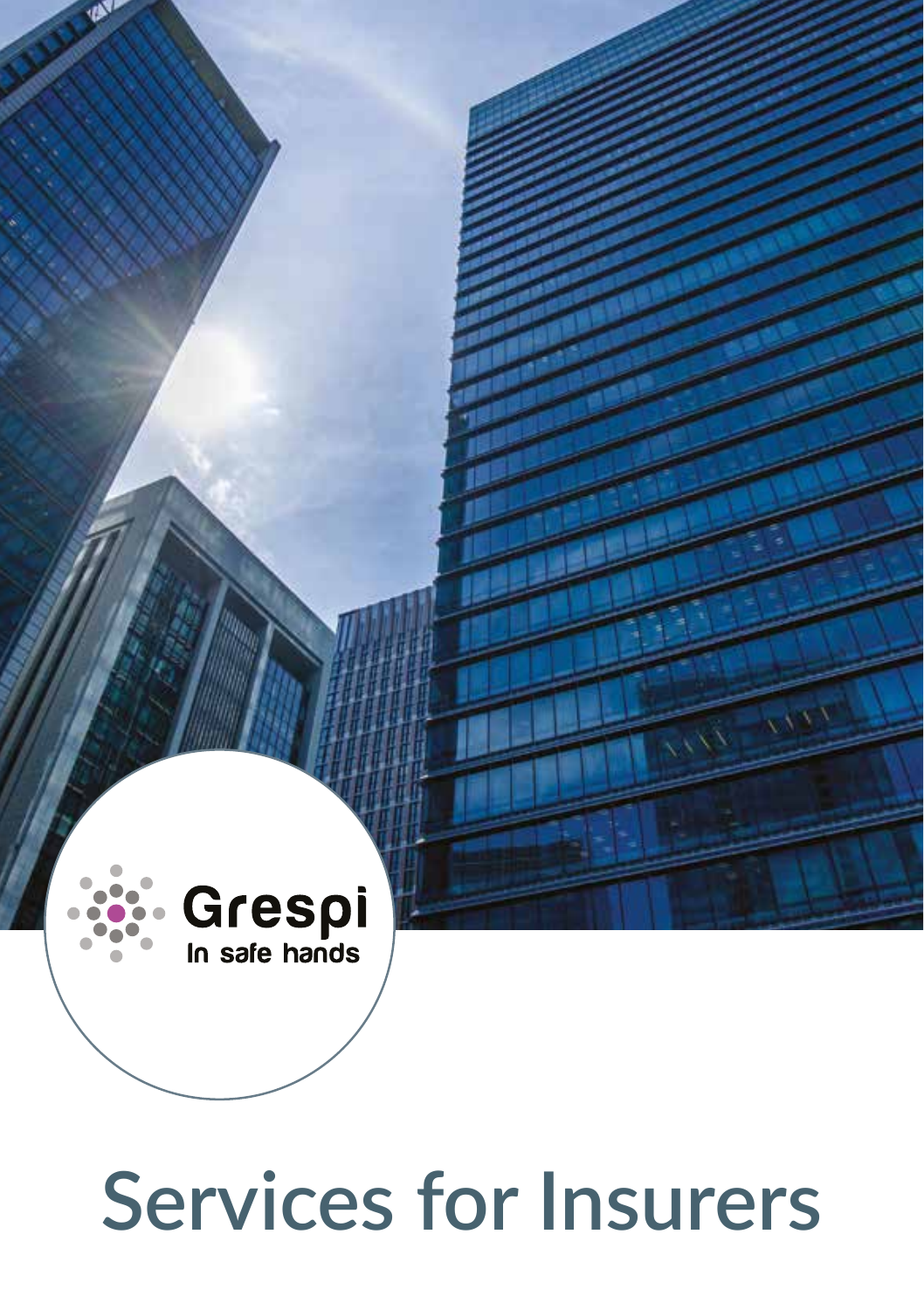Grespi

In safe hands

# Services for Insurers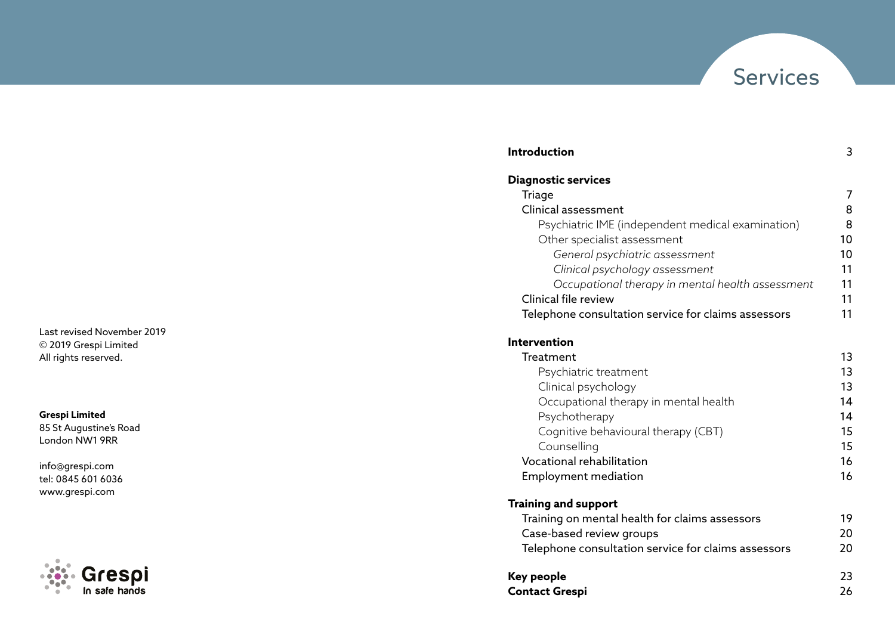# Services

| | |
|---|---|
| **Introduction** | 3 |
| **Diagnostic services** | |
| Triage | 7 |
| Clinical assessment | 8 |
| Psychiatric IME (independent medical examination) | 8 |
| Other specialist assessment | 10 |
| *General psychiatric assessment* | 10 |
| *Clinical psychology assessment* | 11 |
| *Occupational therapy in mental health assessment* | 11 |
| Clinical file review | 11 |
| Telephone consultation service for claims assessors | 11 |
| **Intervention** | |
| Treatment | 13 |
| Psychiatric treatment | 13 |
| Clinical psychology | 13 |
| Occupational therapy in mental health | 14 |
| Psychotherapy | 14 |
| Cognitive behavioural therapy (CBT) | 15 |
| Counselling | 15 |
| Vocational rehabilitation | 16 |
| Employment mediation | 16 |
| **Training and support** | |
| Training on mental health for claims assessors | 19 |
| Case-based review groups | 20 |
| Telephone consultation service for claims assessors | 20 |
| **Key people** | 23 |
| **Contact Grespi** | 26 |

Last revised November 2019
© 2019 Grespi Limited
All rights reserved.

**Grespi Limited**
85 St Augustine's Road
London NW1 9RR

info@grespi.com
tel: 0845 601 6036
www.grespi.com

Grespi
In safe hands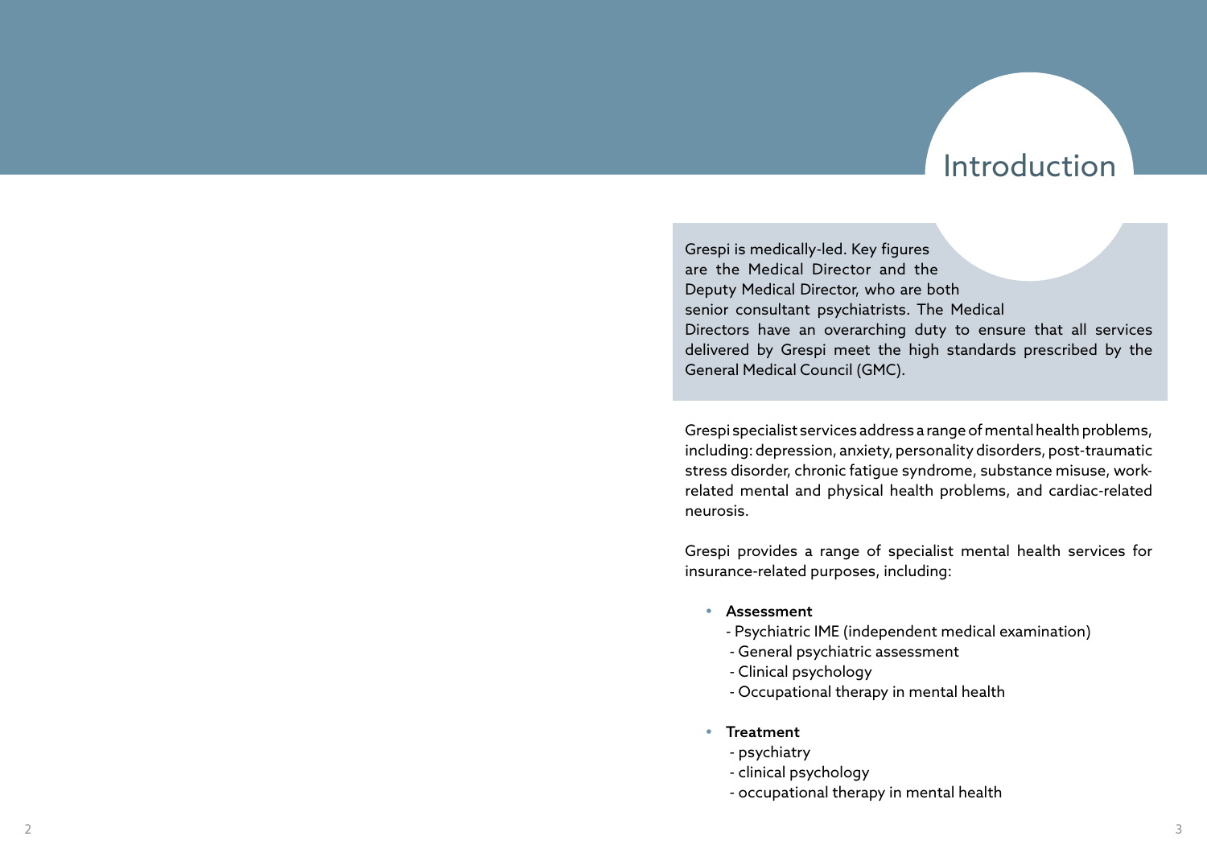# Introduction

Grespi is medically-led. Key figures are the Medical Director and the Deputy Medical Director, who are both senior consultant psychiatrists. The Medical Directors have an overarching duty to ensure that all services delivered by Grespi meet the high standards prescribed by the General Medical Council (GMC).

Grespi specialist services address a range of mental health problems, including: depression, anxiety, personality disorders, post-traumatic stress disorder, chronic fatigue syndrome, substance misuse, work-related mental and physical health problems, and cardiac-related neurosis.

Grespi provides a range of specialist mental health services for insurance-related purposes, including:

- **Assessment**
  - Psychiatric IME (independent medical examination)
  - General psychiatric assessment
  - Clinical psychology
  - Occupational therapy in mental health

- **Treatment**
  - psychiatry
  - clinical psychology
  - occupational therapy in mental health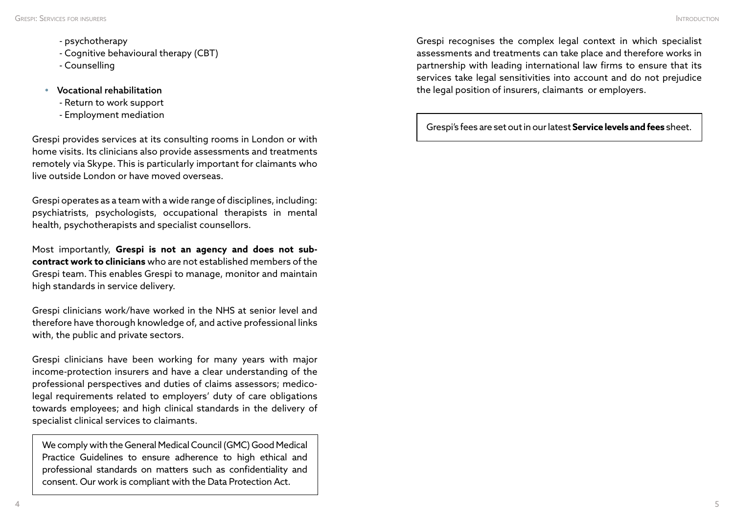- psychotherapy
- Cognitive behavioural therapy (CBT)
- Counselling

- **Vocational rehabilitation**
  - Return to work support
  - Employment mediation

Grespi provides services at its consulting rooms in London or with home visits. Its clinicians also provide assessments and treatments remotely via Skype. This is particularly important for claimants who live outside London or have moved overseas.

Grespi operates as a team with a wide range of disciplines, including: psychiatrists, psychologists, occupational therapists in mental health, psychotherapists and specialist counsellors.

Most importantly, **Grespi is not an agency and does not sub-contract work to clinicians** who are not established members of the Grespi team. This enables Grespi to manage, monitor and maintain high standards in service delivery.

Grespi clinicians work/have worked in the NHS at senior level and therefore have thorough knowledge of, and active professional links with, the public and private sectors.

Grespi clinicians have been working for many years with major income-protection insurers and have a clear understanding of the professional perspectives and duties of claims assessors; medico-legal requirements related to employers' duty of care obligations towards employees; and high clinical standards in the delivery of specialist clinical services to claimants.

We comply with the General Medical Council (GMC) Good Medical Practice Guidelines to ensure adherence to high ethical and professional standards on matters such as confidentiality and consent. Our work is compliant with the Data Protection Act.

Grespi recognises the complex legal context in which specialist assessments and treatments can take place and therefore works in partnership with leading international law firms to ensure that its services take legal sensitivities into account and do not prejudice the legal position of insurers, claimants or employers.

Grespi's fees are set out in our latest **Service levels and fees** sheet.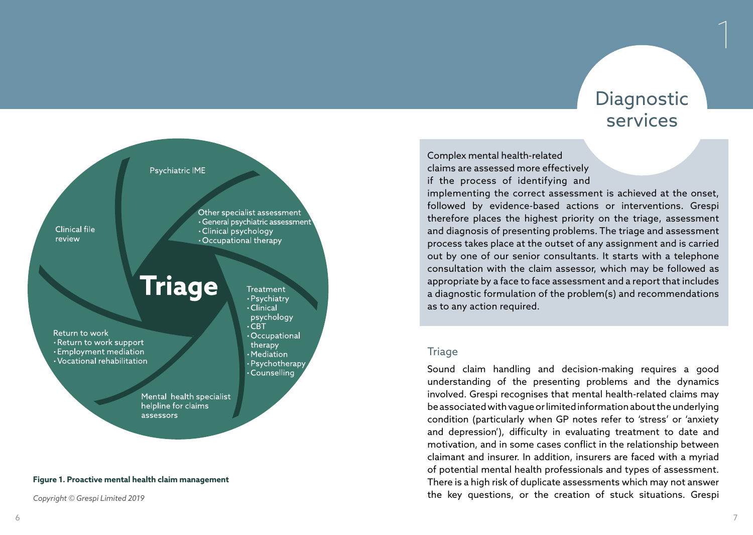Psychiatric IME

Clinical file review

Other specialist assessment
- General psychiatric assessment
- Clinical psychology
- Occupational therapy

**Triage**

Treatment
- Psychiatry
- Clinical psychology
- CBT
- Occupational therapy
- Mediation
- Psychotherapy
- Counselling

Return to work
- Return to work support
- Employment mediation
- Vocational rehabilitation

Mental health specialist helpline for claims assessors

**Figure 1. Proactive mental health claim management**

*Copyright © Grespi Limited 2019*

# 1 Diagnostic services

Complex mental health-related claims are assessed more effectively if the process of identifying and implementing the correct assessment is achieved at the onset, followed by evidence-based actions or interventions. Grespi therefore places the highest priority on the triage, assessment and diagnosis of presenting problems. The triage and assessment process takes place at the outset of any assignment and is carried out by one of our senior consultants. It starts with a telephone consultation with the claim assessor, which may be followed as appropriate by a face to face assessment and a report that includes a diagnostic formulation of the problem(s) and recommendations as to any action required.

## Triage

Sound claim handling and decision-making requires a good understanding of the presenting problems and the dynamics involved. Grespi recognises that mental health-related claims may be associated with vague or limited information about the underlying condition (particularly when GP notes refer to 'stress' or 'anxiety and depression'), difficulty in evaluating treatment to date and motivation, and in some cases conflict in the relationship between claimant and insurer. In addition, insurers are faced with a myriad of potential mental health professionals and types of assessment. There is a high risk of duplicate assessments which may not answer the key questions, or the creation of stuck situations. Grespi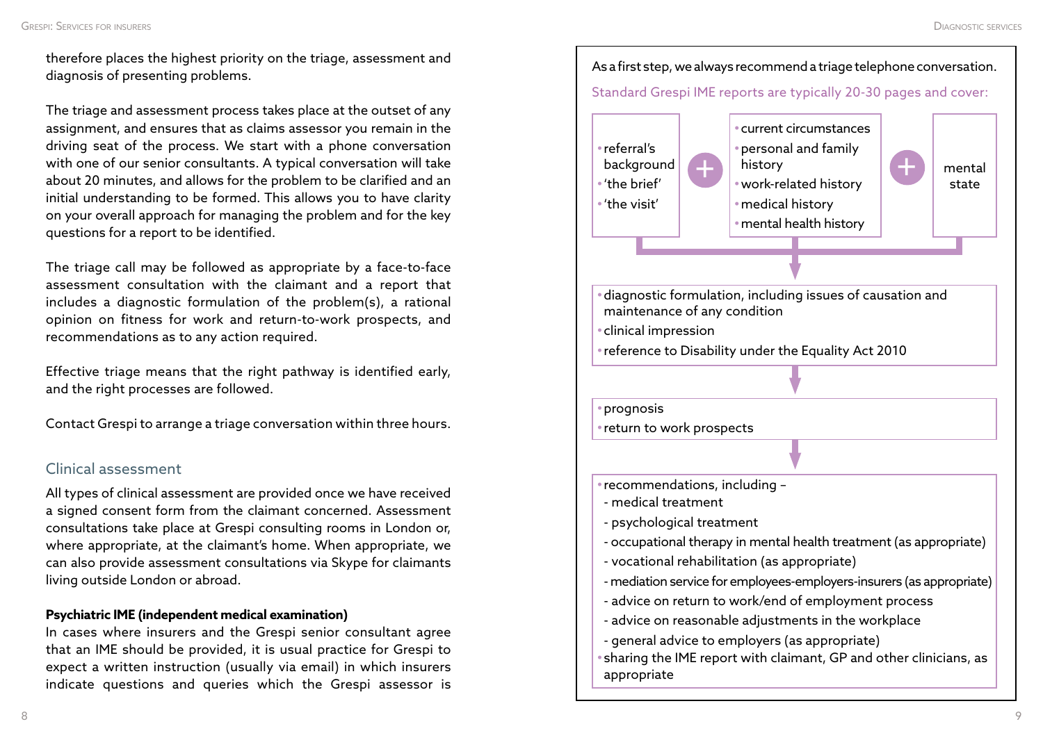therefore places the highest priority on the triage, assessment and diagnosis of presenting problems.

The triage and assessment process takes place at the outset of any assignment, and ensures that as claims assessor you remain in the driving seat of the process. We start with a phone conversation with one of our senior consultants. A typical conversation will take about 20 minutes, and allows for the problem to be clarified and an initial understanding to be formed. This allows you to have clarity on your overall approach for managing the problem and for the key questions for a report to be identified.

The triage call may be followed as appropriate by a face-to-face assessment consultation with the claimant and a report that includes a diagnostic formulation of the problem(s), a rational opinion on fitness for work and return-to-work prospects, and recommendations as to any action required.

Effective triage means that the right pathway is identified early, and the right processes are followed.

Contact Grespi to arrange a triage conversation within three hours.

## Clinical assessment

All types of clinical assessment are provided once we have received a signed consent form from the claimant concerned. Assessment consultations take place at Grespi consulting rooms in London or, where appropriate, at the claimant's home. When appropriate, we can also provide assessment consultations via Skype for claimants living outside London or abroad.

**Psychiatric IME (independent medical examination)**

In cases where insurers and the Grespi senior consultant agree that an IME should be provided, it is usual practice for Grespi to expect a written instruction (usually via email) in which insurers indicate questions and queries which the Grespi assessor is

As a first step, we always recommend a triage telephone conversation.

Standard Grespi IME reports are typically 20-30 pages and cover:

- referral's background
- 'the brief'
- 'the visit'

+

- current circumstances
- personal and family history
- work-related history
- medical history
- mental health history

+

- mental state

↓

- diagnostic formulation, including issues of causation and maintenance of any condition
- clinical impression
- reference to Disability under the Equality Act 2010

↓

- prognosis
- return to work prospects

↓

- recommendations, including –
  - medical treatment
  - psychological treatment
  - occupational therapy in mental health treatment (as appropriate)
  - vocational rehabilitation (as appropriate)
  - mediation service for employees-employers-insurers (as appropriate)
  - advice on return to work/end of employment process
  - advice on reasonable adjustments in the workplace
  - general advice to employers (as appropriate)
- sharing the IME report with claimant, GP and other clinicians, as appropriate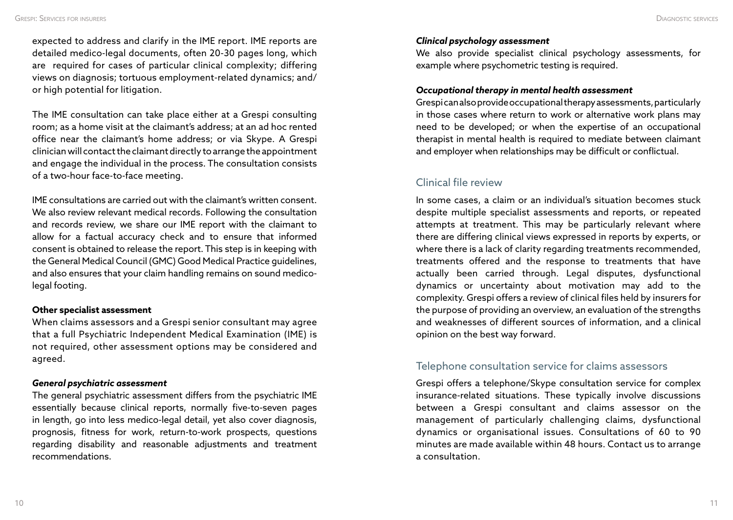expected to address and clarify in the IME report. IME reports are detailed medico-legal documents, often 20-30 pages long, which are required for cases of particular clinical complexity; differing views on diagnosis; tortuous employment-related dynamics; and/or high potential for litigation.

The IME consultation can take place either at a Grespi consulting room; as a home visit at the claimant's address; at an ad hoc rented office near the claimant's home address; or via Skype. A Grespi clinician will contact the claimant directly to arrange the appointment and engage the individual in the process. The consultation consists of a two-hour face-to-face meeting.

IME consultations are carried out with the claimant's written consent. We also review relevant medical records. Following the consultation and records review, we share our IME report with the claimant to allow for a factual accuracy check and to ensure that informed consent is obtained to release the report. This step is in keeping with the General Medical Council (GMC) Good Medical Practice guidelines, and also ensures that your claim handling remains on sound medico-legal footing.

**Other specialist assessment**

When claims assessors and a Grespi senior consultant may agree that a full Psychiatric Independent Medical Examination (IME) is not required, other assessment options may be considered and agreed.

***General psychiatric assessment***

The general psychiatric assessment differs from the psychiatric IME essentially because clinical reports, normally five-to-seven pages in length, go into less medico-legal detail, yet also cover diagnosis, prognosis, fitness for work, return-to-work prospects, questions regarding disability and reasonable adjustments and treatment recommendations.

***Clinical psychology assessment***

We also provide specialist clinical psychology assessments, for example where psychometric testing is required.

***Occupational therapy in mental health assessment***

Grespi can also provide occupational therapy assessments, particularly in those cases where return to work or alternative work plans may need to be developed; or when the expertise of an occupational therapist in mental health is required to mediate between claimant and employer when relationships may be difficult or conflictual.

## Clinical file review

In some cases, a claim or an individual's situation becomes stuck despite multiple specialist assessments and reports, or repeated attempts at treatment. This may be particularly relevant where there are differing clinical views expressed in reports by experts, or where there is a lack of clarity regarding treatments recommended, treatments offered and the response to treatments that have actually been carried through. Legal disputes, dysfunctional dynamics or uncertainty about motivation may add to the complexity. Grespi offers a review of clinical files held by insurers for the purpose of providing an overview, an evaluation of the strengths and weaknesses of different sources of information, and a clinical opinion on the best way forward.

## Telephone consultation service for claims assessors

Grespi offers a telephone/Skype consultation service for complex insurance-related situations. These typically involve discussions between a Grespi consultant and claims assessor on the management of particularly challenging claims, dysfunctional dynamics or organisational issues. Consultations of 60 to 90 minutes are made available within 48 hours. Contact us to arrange a consultation.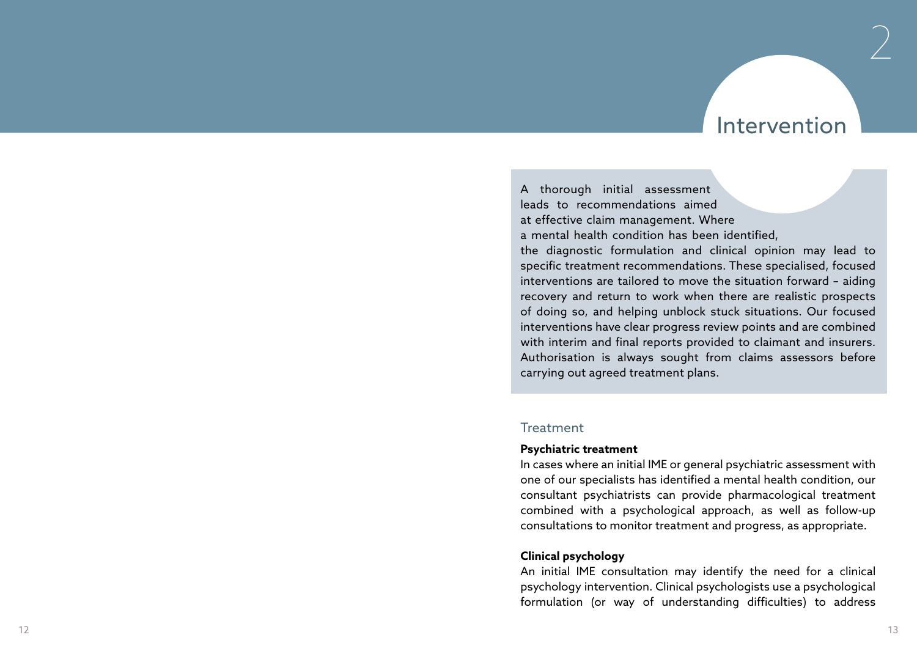# 2 Intervention

A thorough initial assessment leads to recommendations aimed at effective claim management. Where a mental health condition has been identified, the diagnostic formulation and clinical opinion may lead to specific treatment recommendations. These specialised, focused interventions are tailored to move the situation forward – aiding recovery and return to work when there are realistic prospects of doing so, and helping unblock stuck situations. Our focused interventions have clear progress review points and are combined with interim and final reports provided to claimant and insurers. Authorisation is always sought from claims assessors before carrying out agreed treatment plans.

## Treatment

**Psychiatric treatment**

In cases where an initial IME or general psychiatric assessment with one of our specialists has identified a mental health condition, our consultant psychiatrists can provide pharmacological treatment combined with a psychological approach, as well as follow-up consultations to monitor treatment and progress, as appropriate.

**Clinical psychology**

An initial IME consultation may identify the need for a clinical psychology intervention. Clinical psychologists use a psychological formulation (or way of understanding difficulties) to address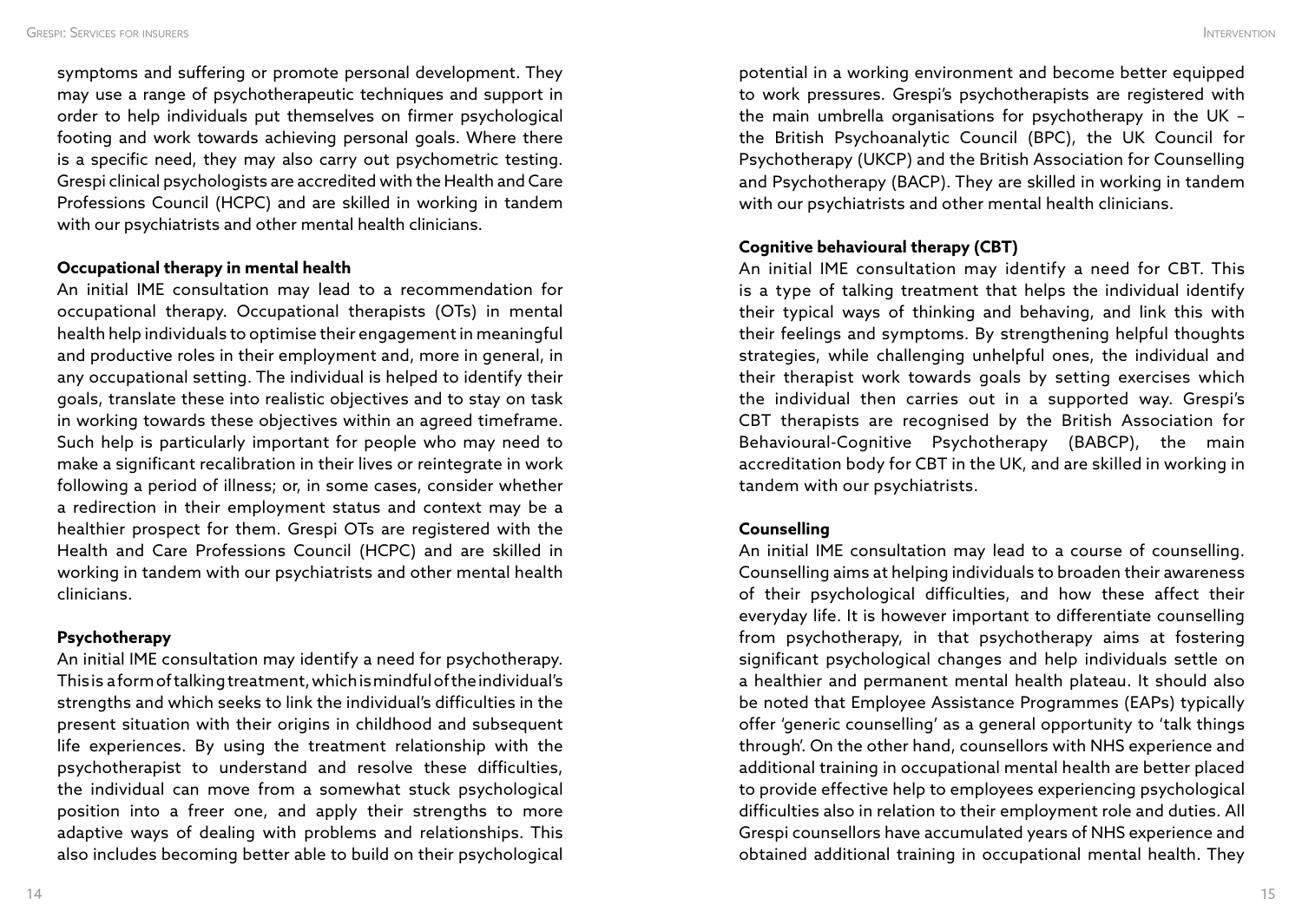symptoms and suffering or promote personal development. They may use a range of psychotherapeutic techniques and support in order to help individuals put themselves on firmer psychological footing and work towards achieving personal goals. Where there is a specific need, they may also carry out psychometric testing. Grespi clinical psychologists are accredited with the Health and Care Professions Council (HCPC) and are skilled in working in tandem with our psychiatrists and other mental health clinicians.

**Occupational therapy in mental health**

An initial IME consultation may lead to a recommendation for occupational therapy. Occupational therapists (OTs) in mental health help individuals to optimise their engagement in meaningful and productive roles in their employment and, more in general, in any occupational setting. The individual is helped to identify their goals, translate these into realistic objectives and to stay on task in working towards these objectives within an agreed timeframe. Such help is particularly important for people who may need to make a significant recalibration in their lives or reintegrate in work following a period of illness; or, in some cases, consider whether a redirection in their employment status and context may be a healthier prospect for them. Grespi OTs are registered with the Health and Care Professions Council (HCPC) and are skilled in working in tandem with our psychiatrists and other mental health clinicians.

**Psychotherapy**

An initial IME consultation may identify a need for psychotherapy. This is a form of talking treatment, which is mindful of the individual's strengths and which seeks to link the individual's difficulties in the present situation with their origins in childhood and subsequent life experiences. By using the treatment relationship with the psychotherapist to understand and resolve these difficulties, the individual can move from a somewhat stuck psychological position into a freer one, and apply their strengths to more adaptive ways of dealing with problems and relationships. This also includes becoming better able to build on their psychological potential in a working environment and become better equipped to work pressures. Grespi's psychotherapists are registered with the main umbrella organisations for psychotherapy in the UK – the British Psychoanalytic Council (BPC), the UK Council for Psychotherapy (UKCP) and the British Association for Counselling and Psychotherapy (BACP). They are skilled in working in tandem with our psychiatrists and other mental health clinicians.

**Cognitive behavioural therapy (CBT)**

An initial IME consultation may identify a need for CBT. This is a type of talking treatment that helps the individual identify their typical ways of thinking and behaving, and link this with their feelings and symptoms. By strengthening helpful thoughts strategies, while challenging unhelpful ones, the individual and their therapist work towards goals by setting exercises which the individual then carries out in a supported way. Grespi's CBT therapists are recognised by the British Association for Behavioural-Cognitive Psychotherapy (BABCP), the main accreditation body for CBT in the UK, and are skilled in working in tandem with our psychiatrists.

**Counselling**

An initial IME consultation may lead to a course of counselling. Counselling aims at helping individuals to broaden their awareness of their psychological difficulties, and how these affect their everyday life. It is however important to differentiate counselling from psychotherapy, in that psychotherapy aims at fostering significant psychological changes and help individuals settle on a healthier and permanent mental health plateau. It should also be noted that Employee Assistance Programmes (EAPs) typically offer 'generic counselling' as a general opportunity to 'talk things through'. On the other hand, counsellors with NHS experience and additional training in occupational mental health are better placed to provide effective help to employees experiencing psychological difficulties also in relation to their employment role and duties. All Grespi counsellors have accumulated years of NHS experience and obtained additional training in occupational mental health. They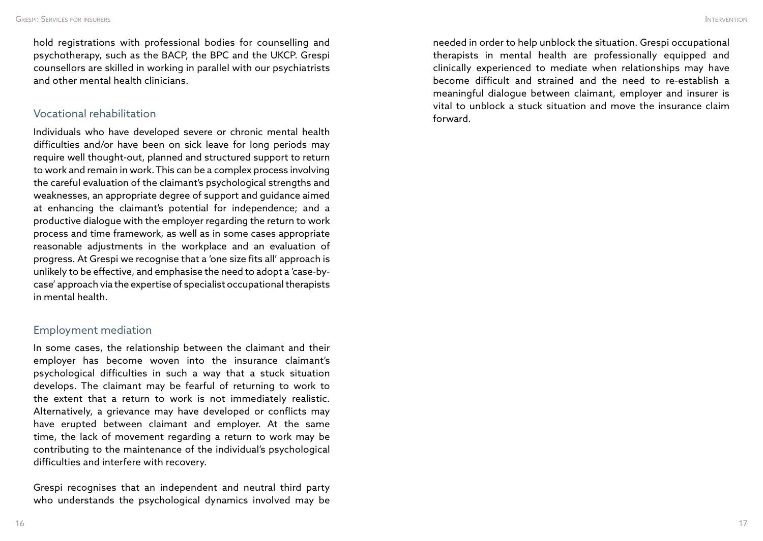hold registrations with professional bodies for counselling and psychotherapy, such as the BACP, the BPC and the UKCP. Grespi counsellors are skilled in working in parallel with our psychiatrists and other mental health clinicians.

## Vocational rehabilitation

Individuals who have developed severe or chronic mental health difficulties and/or have been on sick leave for long periods may require well thought-out, planned and structured support to return to work and remain in work. This can be a complex process involving the careful evaluation of the claimant's psychological strengths and weaknesses, an appropriate degree of support and guidance aimed at enhancing the claimant's potential for independence; and a productive dialogue with the employer regarding the return to work process and time framework, as well as in some cases appropriate reasonable adjustments in the workplace and an evaluation of progress. At Grespi we recognise that a 'one size fits all' approach is unlikely to be effective, and emphasise the need to adopt a 'case-by-case' approach via the expertise of specialist occupational therapists in mental health.

## Employment mediation

In some cases, the relationship between the claimant and their employer has become woven into the insurance claimant's psychological difficulties in such a way that a stuck situation develops. The claimant may be fearful of returning to work to the extent that a return to work is not immediately realistic. Alternatively, a grievance may have developed or conflicts may have erupted between claimant and employer. At the same time, the lack of movement regarding a return to work may be contributing to the maintenance of the individual's psychological difficulties and interfere with recovery.

Grespi recognises that an independent and neutral third party who understands the psychological dynamics involved may be needed in order to help unblock the situation. Grespi occupational therapists in mental health are professionally equipped and clinically experienced to mediate when relationships may have become difficult and strained and the need to re-establish a meaningful dialogue between claimant, employer and insurer is vital to unblock a stuck situation and move the insurance claim forward.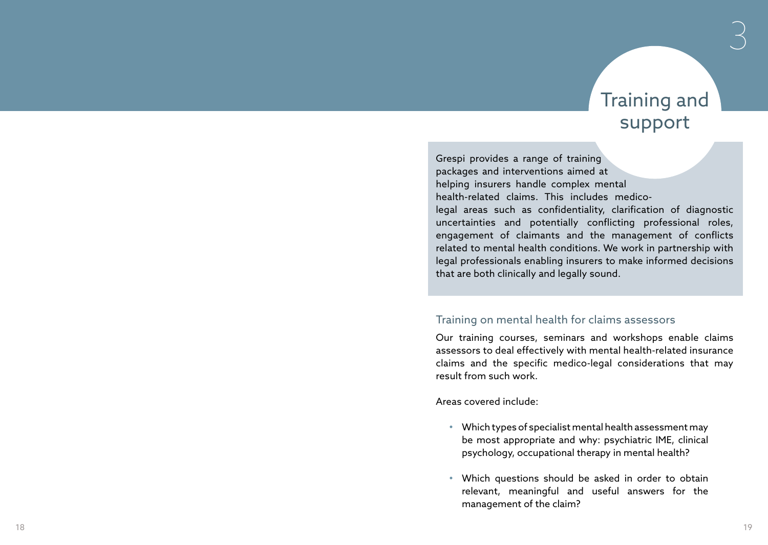# 3 Training and support

Grespi provides a range of training packages and interventions aimed at helping insurers handle complex mental health-related claims. This includes medico-legal areas such as confidentiality, clarification of diagnostic uncertainties and potentially conflicting professional roles, engagement of claimants and the management of conflicts related to mental health conditions. We work in partnership with legal professionals enabling insurers to make informed decisions that are both clinically and legally sound.

## Training on mental health for claims assessors

Our training courses, seminars and workshops enable claims assessors to deal effectively with mental health-related insurance claims and the specific medico-legal considerations that may result from such work.

Areas covered include:

- Which types of specialist mental health assessment may be most appropriate and why: psychiatric IME, clinical psychology, occupational therapy in mental health?
- Which questions should be asked in order to obtain relevant, meaningful and useful answers for the management of the claim?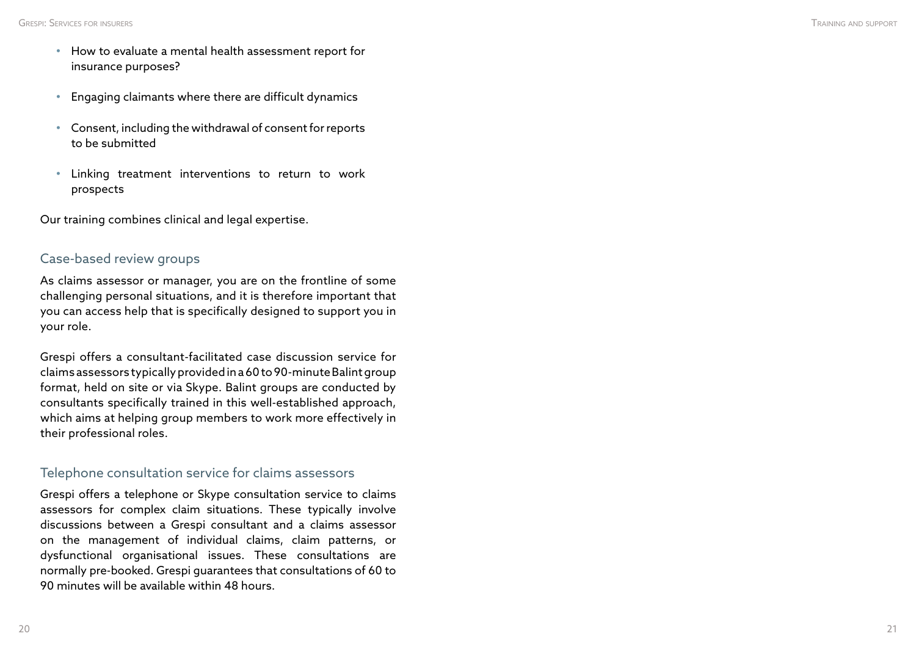- How to evaluate a mental health assessment report for insurance purposes?
- Engaging claimants where there are difficult dynamics
- Consent, including the withdrawal of consent for reports to be submitted
- Linking treatment interventions to return to work prospects

Our training combines clinical and legal expertise.

## Case-based review groups

As claims assessor or manager, you are on the frontline of some challenging personal situations, and it is therefore important that you can access help that is specifically designed to support you in your role.

Grespi offers a consultant-facilitated case discussion service for claims assessors typically provided in a 60 to 90-minute Balint group format, held on site or via Skype. Balint groups are conducted by consultants specifically trained in this well-established approach, which aims at helping group members to work more effectively in their professional roles.

## Telephone consultation service for claims assessors

Grespi offers a telephone or Skype consultation service to claims assessors for complex claim situations. These typically involve discussions between a Grespi consultant and a claims assessor on the management of individual claims, claim patterns, or dysfunctional organisational issues. These consultations are normally pre-booked. Grespi guarantees that consultations of 60 to 90 minutes will be available within 48 hours.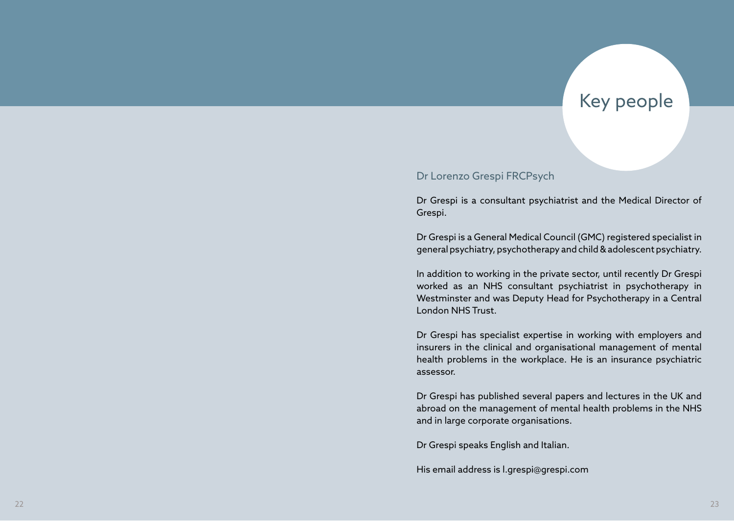# Key people

## Dr Lorenzo Grespi FRCPsych

Dr Grespi is a consultant psychiatrist and the Medical Director of Grespi.

Dr Grespi is a General Medical Council (GMC) registered specialist in general psychiatry, psychotherapy and child & adolescent psychiatry.

In addition to working in the private sector, until recently Dr Grespi worked as an NHS consultant psychiatrist in psychotherapy in Westminster and was Deputy Head for Psychotherapy in a Central London NHS Trust.

Dr Grespi has specialist expertise in working with employers and insurers in the clinical and organisational management of mental health problems in the workplace. He is an insurance psychiatric assessor.

Dr Grespi has published several papers and lectures in the UK and abroad on the management of mental health problems in the NHS and in large corporate organisations.

Dr Grespi speaks English and Italian.

His email address is l.grespi@grespi.com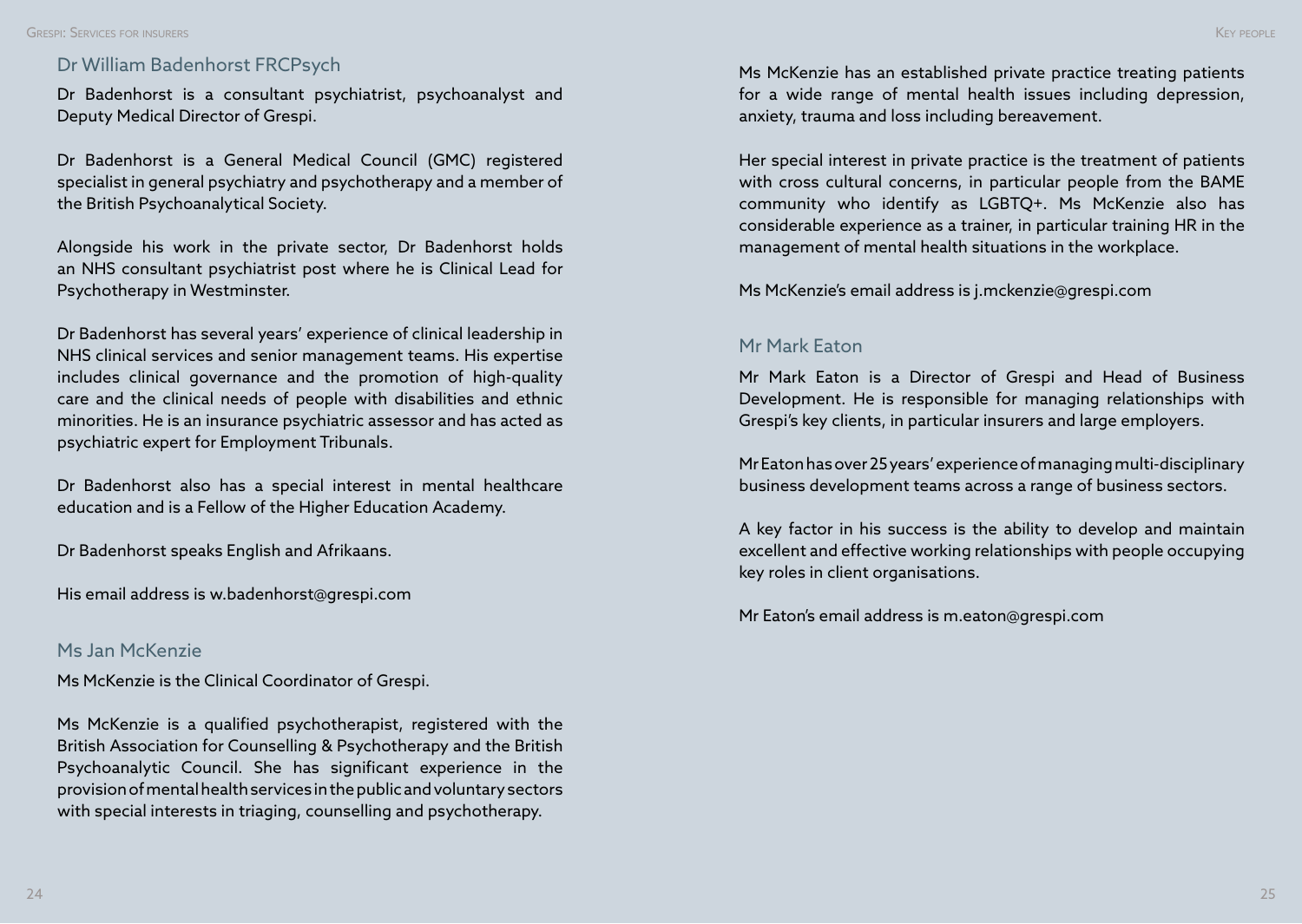## Dr William Badenhorst FRCPsych

Dr Badenhorst is a consultant psychiatrist, psychoanalyst and Deputy Medical Director of Grespi.

Dr Badenhorst is a General Medical Council (GMC) registered specialist in general psychiatry and psychotherapy and a member of the British Psychoanalytical Society.

Alongside his work in the private sector, Dr Badenhorst holds an NHS consultant psychiatrist post where he is Clinical Lead for Psychotherapy in Westminster.

Dr Badenhorst has several years' experience of clinical leadership in NHS clinical services and senior management teams. His expertise includes clinical governance and the promotion of high-quality care and the clinical needs of people with disabilities and ethnic minorities. He is an insurance psychiatric assessor and has acted as psychiatric expert for Employment Tribunals.

Dr Badenhorst also has a special interest in mental healthcare education and is a Fellow of the Higher Education Academy.

Dr Badenhorst speaks English and Afrikaans.

His email address is w.badenhorst@grespi.com

## Ms Jan McKenzie

Ms McKenzie is the Clinical Coordinator of Grespi.

Ms McKenzie is a qualified psychotherapist, registered with the British Association for Counselling & Psychotherapy and the British Psychoanalytic Council. She has significant experience in the provision of mental health services in the public and voluntary sectors with special interests in triaging, counselling and psychotherapy.

Ms McKenzie has an established private practice treating patients for a wide range of mental health issues including depression, anxiety, trauma and loss including bereavement.

Her special interest in private practice is the treatment of patients with cross cultural concerns, in particular people from the BAME community who identify as LGBTQ+. Ms McKenzie also has considerable experience as a trainer, in particular training HR in the management of mental health situations in the workplace.

Ms McKenzie's email address is j.mckenzie@grespi.com

## Mr Mark Eaton

Mr Mark Eaton is a Director of Grespi and Head of Business Development. He is responsible for managing relationships with Grespi's key clients, in particular insurers and large employers.

Mr Eaton has over 25 years' experience of managing multi-disciplinary business development teams across a range of business sectors.

A key factor in his success is the ability to develop and maintain excellent and effective working relationships with people occupying key roles in client organisations.

Mr Eaton's email address is m.eaton@grespi.com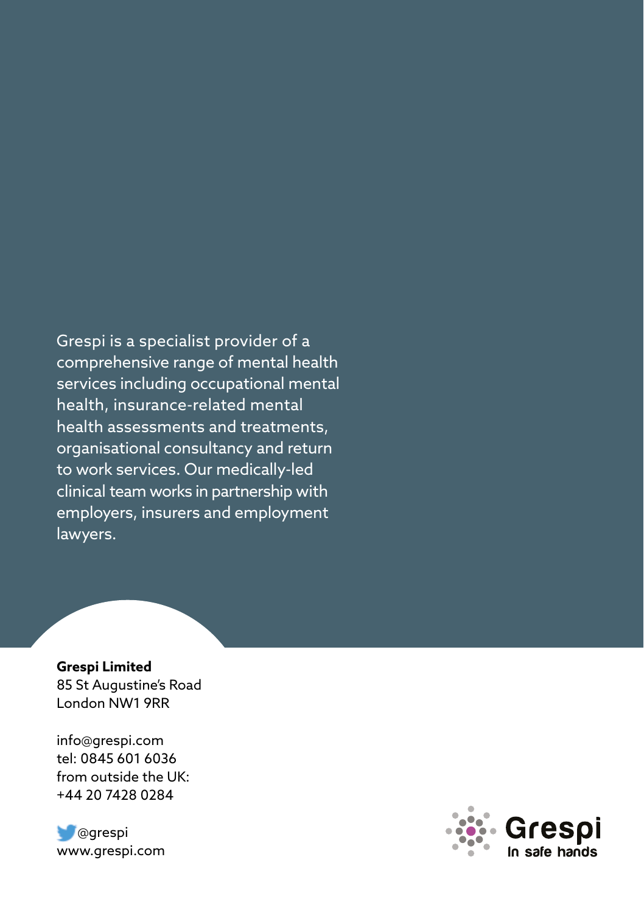Grespi is a specialist provider of a comprehensive range of mental health services including occupational mental health, insurance-related mental health assessments and treatments, organisational consultancy and return to work services. Our medically-led clinical team works in partnership with employers, insurers and employment lawyers.

**Grespi Limited**
85 St Augustine's Road
London NW1 9RR

info@grespi.com
tel: 0845 601 6036
from outside the UK:
+44 20 7428 0284

@grespi
www.grespi.com

Grespi
In safe hands